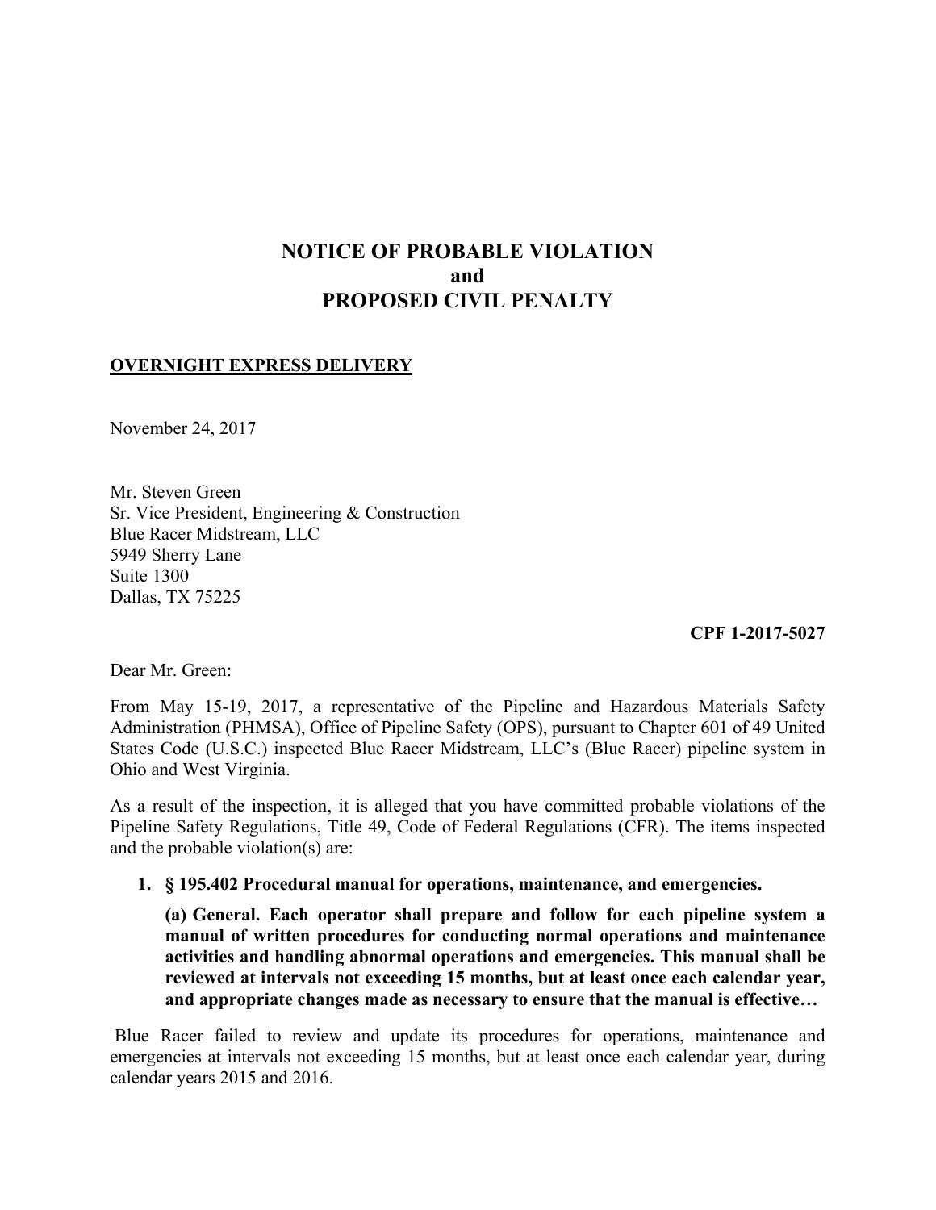# NOTICE OF PROBABLE VIOLATION
# and
# PROPOSED CIVIL PENALTY

**OVERNIGHT EXPRESS DELIVERY**

November 24, 2017

Mr. Steven Green
Sr. Vice President, Engineering & Construction
Blue Racer Midstream, LLC
5949 Sherry Lane
Suite 1300
Dallas, TX 75225

**CPF 1-2017-5027**

Dear Mr. Green:

From May 15-19, 2017, a representative of the Pipeline and Hazardous Materials Safety Administration (PHMSA), Office of Pipeline Safety (OPS), pursuant to Chapter 601 of 49 United States Code (U.S.C.) inspected Blue Racer Midstream, LLC's (Blue Racer) pipeline system in Ohio and West Virginia.

As a result of the inspection, it is alleged that you have committed probable violations of the Pipeline Safety Regulations, Title 49, Code of Federal Regulations (CFR). The items inspected and the probable violation(s) are:

1. **§ 195.402 Procedural manual for operations, maintenance, and emergencies.**

   **(a) General. Each operator shall prepare and follow for each pipeline system a manual of written procedures for conducting normal operations and maintenance activities and handling abnormal operations and emergencies. This manual shall be reviewed at intervals not exceeding 15 months, but at least once each calendar year, and appropriate changes made as necessary to ensure that the manual is effective…**

Blue Racer failed to review and update its procedures for operations, maintenance and emergencies at intervals not exceeding 15 months, but at least once each calendar year, during calendar years 2015 and 2016.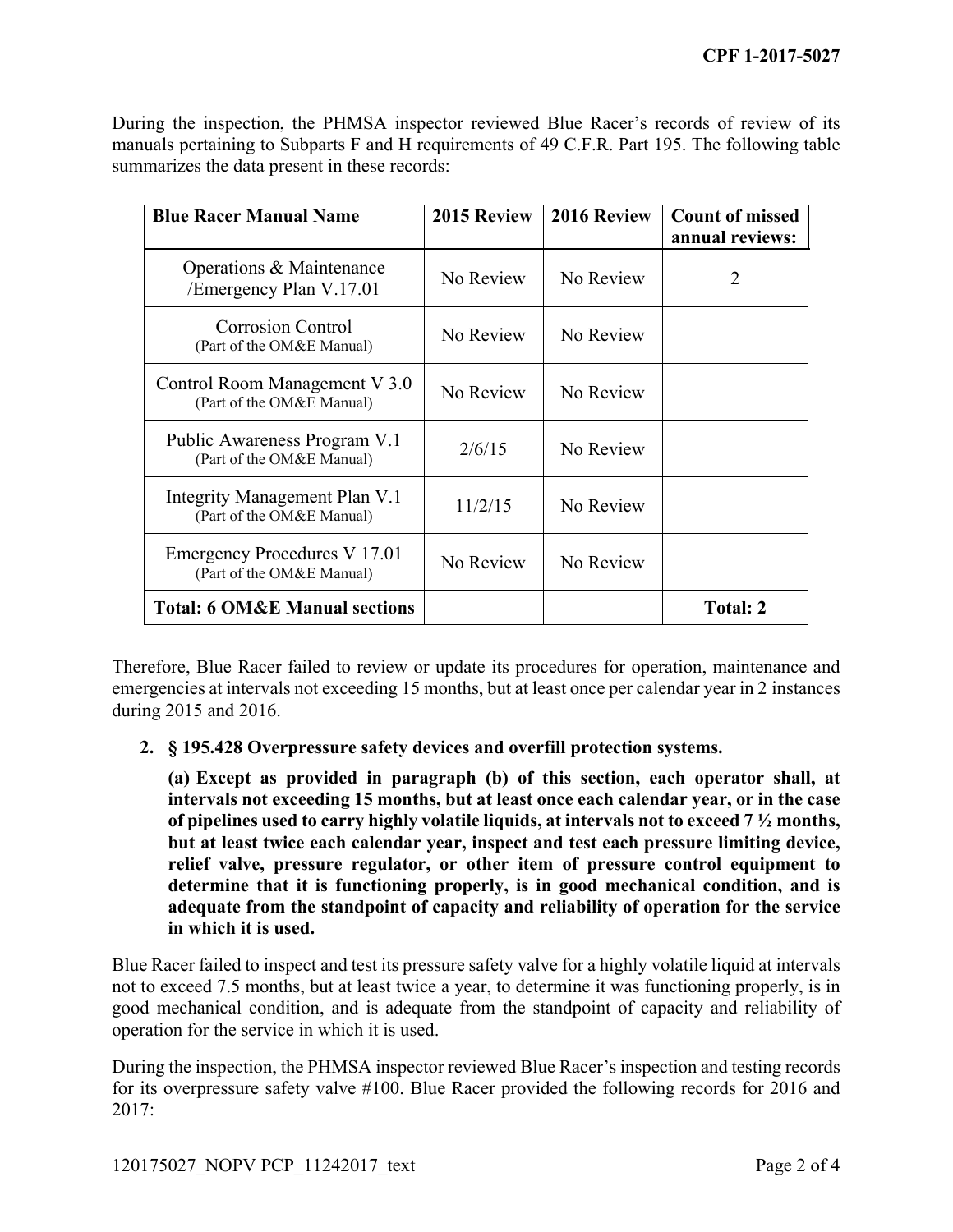During the inspection, the PHMSA inspector reviewed Blue Racer's records of review of its manuals pertaining to Subparts F and H requirements of 49 C.F.R. Part 195. The following table summarizes the data present in these records:

| Blue Racer Manual Name | 2015 Review | 2016 Review | Count of missed annual reviews: |
|---|---|---|---|
| Operations & Maintenance /Emergency Plan V.17.01 | No Review | No Review | 2 |
| Corrosion Control (Part of the OM&E Manual) | No Review | No Review | |
| Control Room Management V 3.0 (Part of the OM&E Manual) | No Review | No Review | |
| Public Awareness Program V.1 (Part of the OM&E Manual) | 2/6/15 | No Review | |
| Integrity Management Plan V.1 (Part of the OM&E Manual) | 11/2/15 | No Review | |
| Emergency Procedures V 17.01 (Part of the OM&E Manual) | No Review | No Review | |
| **Total: 6 OM&E Manual sections** | | | **Total: 2** |

Therefore, Blue Racer failed to review or update its procedures for operation, maintenance and emergencies at intervals not exceeding 15 months, but at least once per calendar year in 2 instances during 2015 and 2016.

2. **§ 195.428 Overpressure safety devices and overfill protection systems.**

   **(a) Except as provided in paragraph (b) of this section, each operator shall, at intervals not exceeding 15 months, but at least once each calendar year, or in the case of pipelines used to carry highly volatile liquids, at intervals not to exceed 7 ½ months, but at least twice each calendar year, inspect and test each pressure limiting device, relief valve, pressure regulator, or other item of pressure control equipment to determine that it is functioning properly, is in good mechanical condition, and is adequate from the standpoint of capacity and reliability of operation for the service in which it is used.**

Blue Racer failed to inspect and test its pressure safety valve for a highly volatile liquid at intervals not to exceed 7.5 months, but at least twice a year, to determine it was functioning properly, is in good mechanical condition, and is adequate from the standpoint of capacity and reliability of operation for the service in which it is used.

During the inspection, the PHMSA inspector reviewed Blue Racer's inspection and testing records for its overpressure safety valve #100. Blue Racer provided the following records for 2016 and 2017: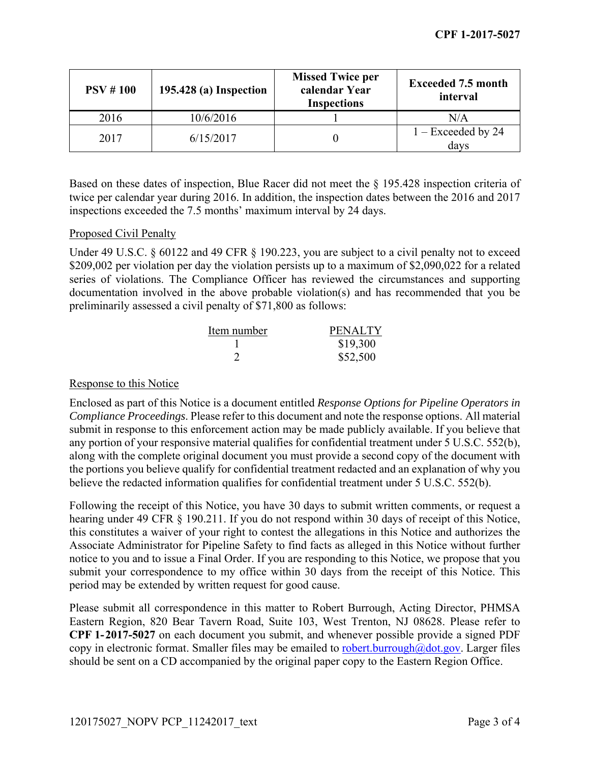| PSV # 100 | 195.428 (a) Inspection | Missed Twice per calendar Year Inspections | Exceeded 7.5 month interval |
|---|---|---|---|
| 2016 | 10/6/2016 | 1 | N/A |
| 2017 | 6/15/2017 | 0 | 1 – Exceeded by 24 days |

Based on these dates of inspection, Blue Racer did not meet the § 195.428 inspection criteria of twice per calendar year during 2016. In addition, the inspection dates between the 2016 and 2017 inspections exceeded the 7.5 months' maximum interval by 24 days.

Proposed Civil Penalty

Under 49 U.S.C. § 60122 and 49 CFR § 190.223, you are subject to a civil penalty not to exceed $209,002 per violation per day the violation persists up to a maximum of $2,090,022 for a related series of violations. The Compliance Officer has reviewed the circumstances and supporting documentation involved in the above probable violation(s) and has recommended that you be preliminarily assessed a civil penalty of $71,800 as follows:

| Item number | PENALTY |
|---|---|
| 1 | $19,300 |
| 2 | $52,500 |

Response to this Notice

Enclosed as part of this Notice is a document entitled *Response Options for Pipeline Operators in Compliance Proceedings*. Please refer to this document and note the response options. All material submit in response to this enforcement action may be made publicly available. If you believe that any portion of your responsive material qualifies for confidential treatment under 5 U.S.C. 552(b), along with the complete original document you must provide a second copy of the document with the portions you believe qualify for confidential treatment redacted and an explanation of why you believe the redacted information qualifies for confidential treatment under 5 U.S.C. 552(b).

Following the receipt of this Notice, you have 30 days to submit written comments, or request a hearing under 49 CFR § 190.211. If you do not respond within 30 days of receipt of this Notice, this constitutes a waiver of your right to contest the allegations in this Notice and authorizes the Associate Administrator for Pipeline Safety to find facts as alleged in this Notice without further notice to you and to issue a Final Order. If you are responding to this Notice, we propose that you submit your correspondence to my office within 30 days from the receipt of this Notice. This period may be extended by written request for good cause.

Please submit all correspondence in this matter to Robert Burrough, Acting Director, PHMSA Eastern Region, 820 Bear Tavern Road, Suite 103, West Trenton, NJ 08628. Please refer to **CPF 1-2017-5027** on each document you submit, and whenever possible provide a signed PDF copy in electronic format. Smaller files may be emailed to robert.burrough@dot.gov. Larger files should be sent on a CD accompanied by the original paper copy to the Eastern Region Office.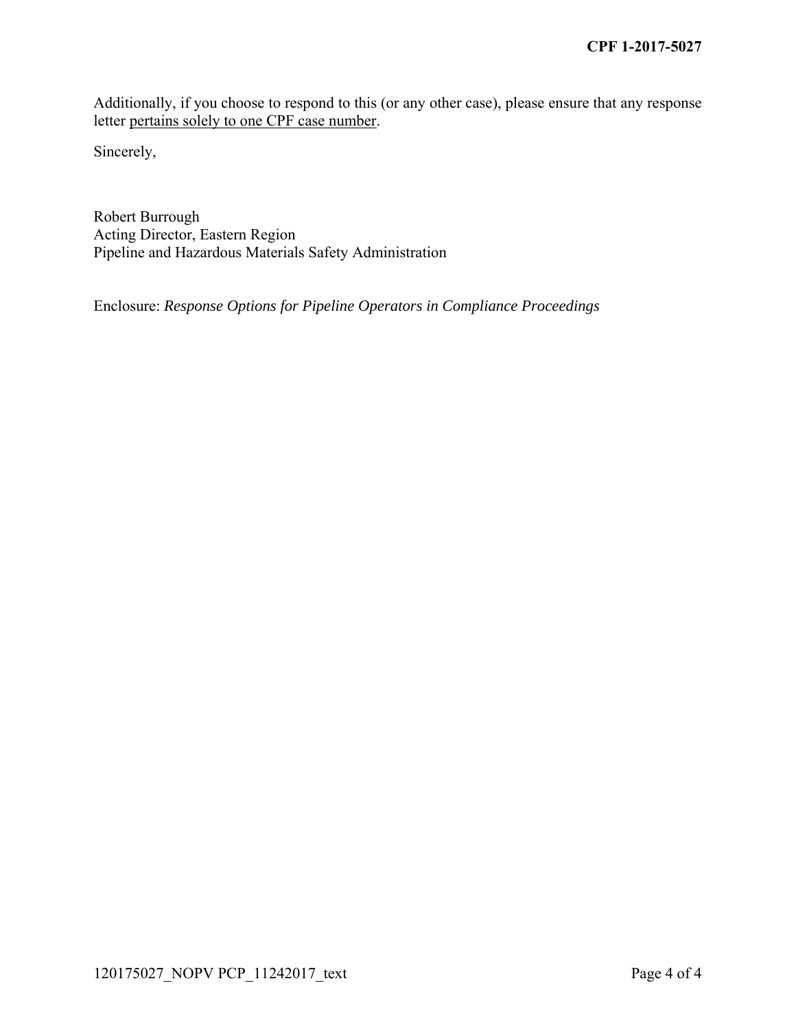Additionally, if you choose to respond to this (or any other case), please ensure that any response letter <u>pertains solely to one CPF case number</u>.

Sincerely,

Robert Burrough
Acting Director, Eastern Region
Pipeline and Hazardous Materials Safety Administration

Enclosure: *Response Options for Pipeline Operators in Compliance Proceedings*